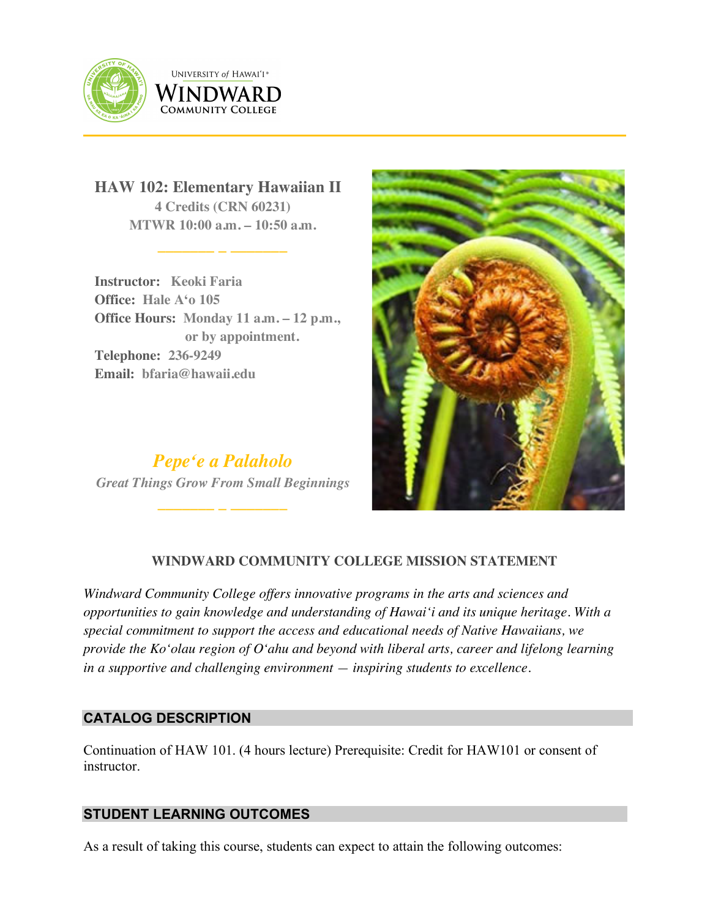UNIVERSITY of HAWAI'I®
WINDWARD
COMMUNITY COLLEGE

# HAW 102: Elementary Hawaiian II

**4 Credits (CRN 60231)**
**MTWR 10:00 a.m. – 10:50 a.m.**

**Instructor:** Keoki Faria
**Office:** Hale Aʻo 105
**Office Hours:** Monday 11 a.m. – 12 p.m., or by appointment.
**Telephone:** 236-9249
**Email:** bfaria@hawaii.edu

***Pepeʻe a Palaholo***
*Great Things Grow From Small Beginnings*

## WINDWARD COMMUNITY COLLEGE MISSION STATEMENT

*Windward Community College offers innovative programs in the arts and sciences and opportunities to gain knowledge and understanding of Hawaiʻi and its unique heritage. With a special commitment to support the access and educational needs of Native Hawaiians, we provide the Koʻolau region of Oʻahu and beyond with liberal arts, career and lifelong learning in a supportive and challenging environment — inspiring students to excellence.*

## CATALOG DESCRIPTION

Continuation of HAW 101. (4 hours lecture) Prerequisite: Credit for HAW101 or consent of instructor.

## STUDENT LEARNING OUTCOMES

As a result of taking this course, students can expect to attain the following outcomes: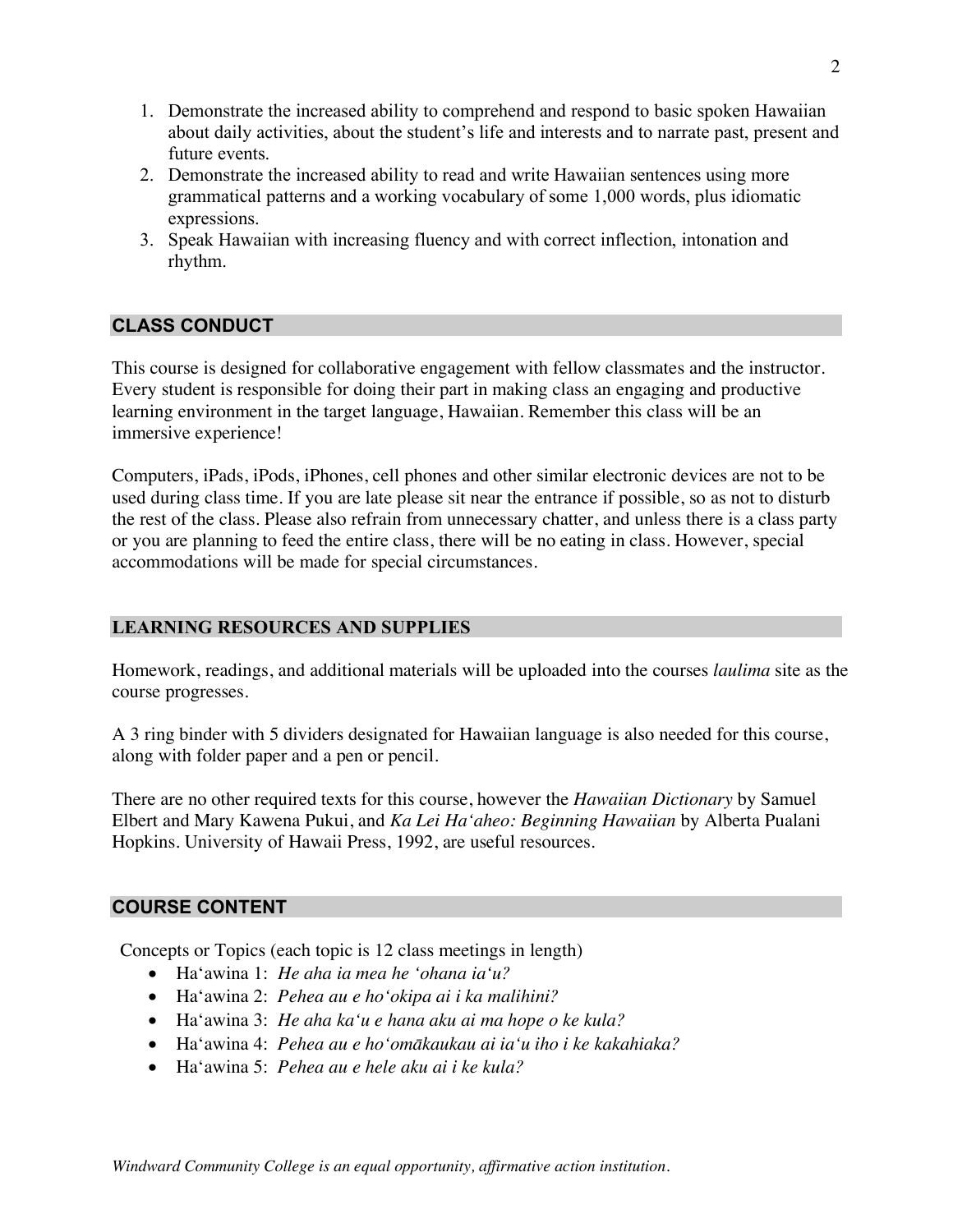1. Demonstrate the increased ability to comprehend and respond to basic spoken Hawaiian about daily activities, about the student's life and interests and to narrate past, present and future events.
2. Demonstrate the increased ability to read and write Hawaiian sentences using more grammatical patterns and a working vocabulary of some 1,000 words, plus idiomatic expressions.
3. Speak Hawaiian with increasing fluency and with correct inflection, intonation and rhythm.

## CLASS CONDUCT

This course is designed for collaborative engagement with fellow classmates and the instructor. Every student is responsible for doing their part in making class an engaging and productive learning environment in the target language, Hawaiian. Remember this class will be an immersive experience!

Computers, iPads, iPods, iPhones, cell phones and other similar electronic devices are not to be used during class time. If you are late please sit near the entrance if possible, so as not to disturb the rest of the class. Please also refrain from unnecessary chatter, and unless there is a class party or you are planning to feed the entire class, there will be no eating in class. However, special accommodations will be made for special circumstances.

## LEARNING RESOURCES AND SUPPLIES

Homework, readings, and additional materials will be uploaded into the courses *laulima* site as the course progresses.

A 3 ring binder with 5 dividers designated for Hawaiian language is also needed for this course, along with folder paper and a pen or pencil.

There are no other required texts for this course, however the *Hawaiian Dictionary* by Samuel Elbert and Mary Kawena Pukui, and *Ka Lei Ha'aheo: Beginning Hawaiian* by Alberta Pualani Hopkins. University of Hawaii Press, 1992, are useful resources.

## COURSE CONTENT

Concepts or Topics (each topic is 12 class meetings in length)

- Ha'awina 1: *He aha ia mea he 'ohana ia'u?*
- Ha'awina 2: *Pehea au e ho'okipa ai i ka malihini?*
- Ha'awina 3: *He aha ka'u e hana aku ai ma hope o ke kula?*
- Ha'awina 4: *Pehea au e ho'omākaukau ai ia'u iho i ke kakahiaka?*
- Ha'awina 5: *Pehea au e hele aku ai i ke kula?*

*Windward Community College is an equal opportunity, affirmative action institution.*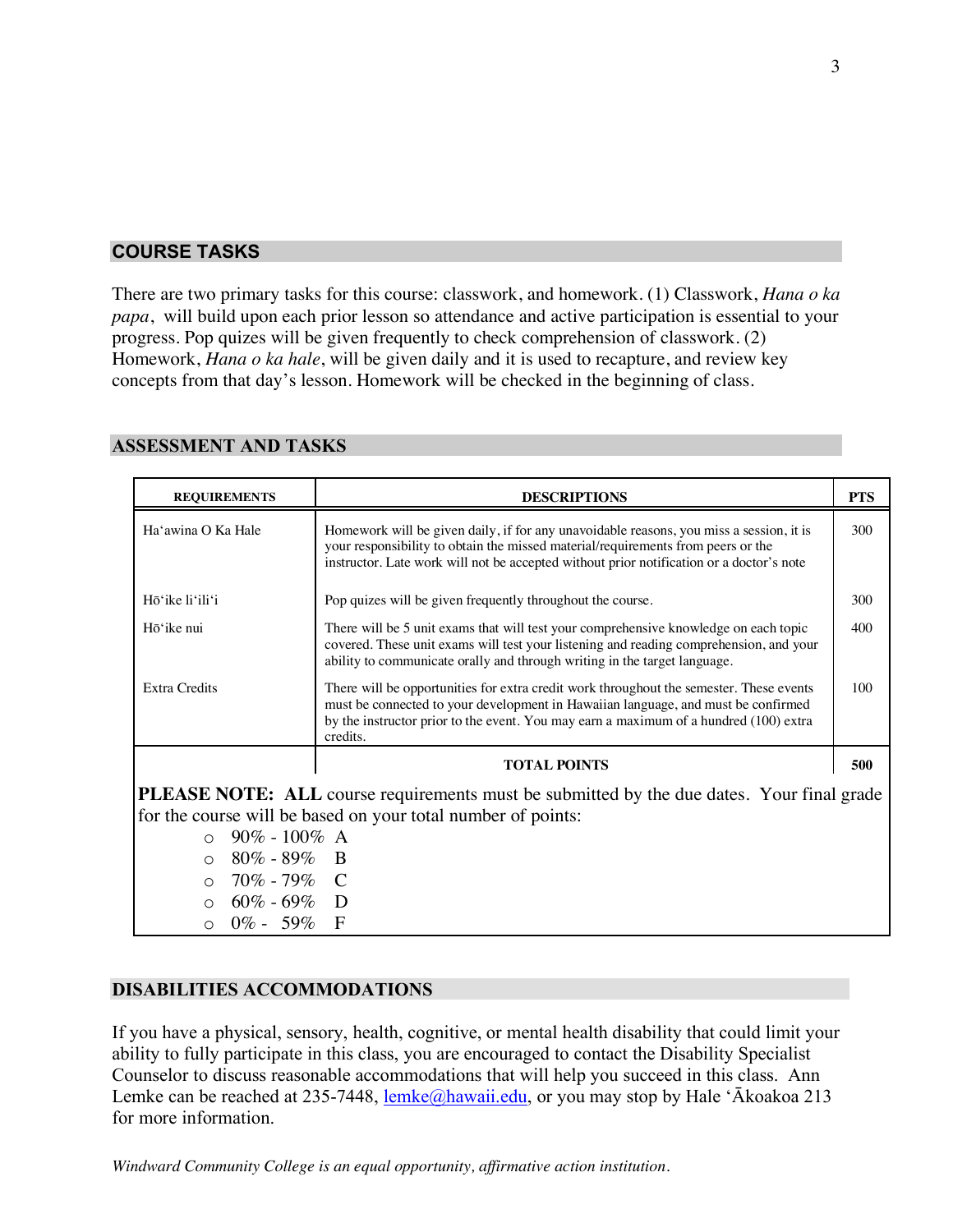## COURSE TASKS

There are two primary tasks for this course: classwork, and homework. (1) Classwork, *Hana o ka papa*, will build upon each prior lesson so attendance and active participation is essential to your progress. Pop quizes will be given frequently to check comprehension of classwork. (2) Homework, *Hana o ka hale*, will be given daily and it is used to recapture, and review key concepts from that day's lesson. Homework will be checked in the beginning of class.

## ASSESSMENT AND TASKS

| REQUIREMENTS | DESCRIPTIONS | PTS |
|---|---|---|
| Haʻawina O Ka Hale | Homework will be given daily, if for any unavoidable reasons, you miss a session, it is your responsibility to obtain the missed material/requirements from peers or the instructor. Late work will not be accepted without prior notification or a doctor's note | 300 |
| Hōʻike liʻiliʻi | Pop quizes will be given frequently throughout the course. | 300 |
| Hōʻike nui | There will be 5 unit exams that will test your comprehensive knowledge on each topic covered. These unit exams will test your listening and reading comprehension, and your ability to communicate orally and through writing in the target language. | 400 |
| Extra Credits | There will be opportunities for extra credit work throughout the semester. These events must be connected to your development in Hawaiian language, and must be confirmed by the instructor prior to the event. You may earn a maximum of a hundred (100) extra credits. | 100 |
| | **TOTAL POINTS** | **500** |

**PLEASE NOTE: ALL** course requirements must be submitted by the due dates. Your final grade for the course will be based on your total number of points:

- 90% - 100% A
- 80% - 89% B
- 70% - 79% C
- 60% - 69% D
- 0% - 59% F

## DISABILITIES ACCOMMODATIONS

If you have a physical, sensory, health, cognitive, or mental health disability that could limit your ability to fully participate in this class, you are encouraged to contact the Disability Specialist Counselor to discuss reasonable accommodations that will help you succeed in this class. Ann Lemke can be reached at 235-7448, lemke@hawaii.edu, or you may stop by Hale ʻĀkoakoa 213 for more information.

*Windward Community College is an equal opportunity, affirmative action institution.*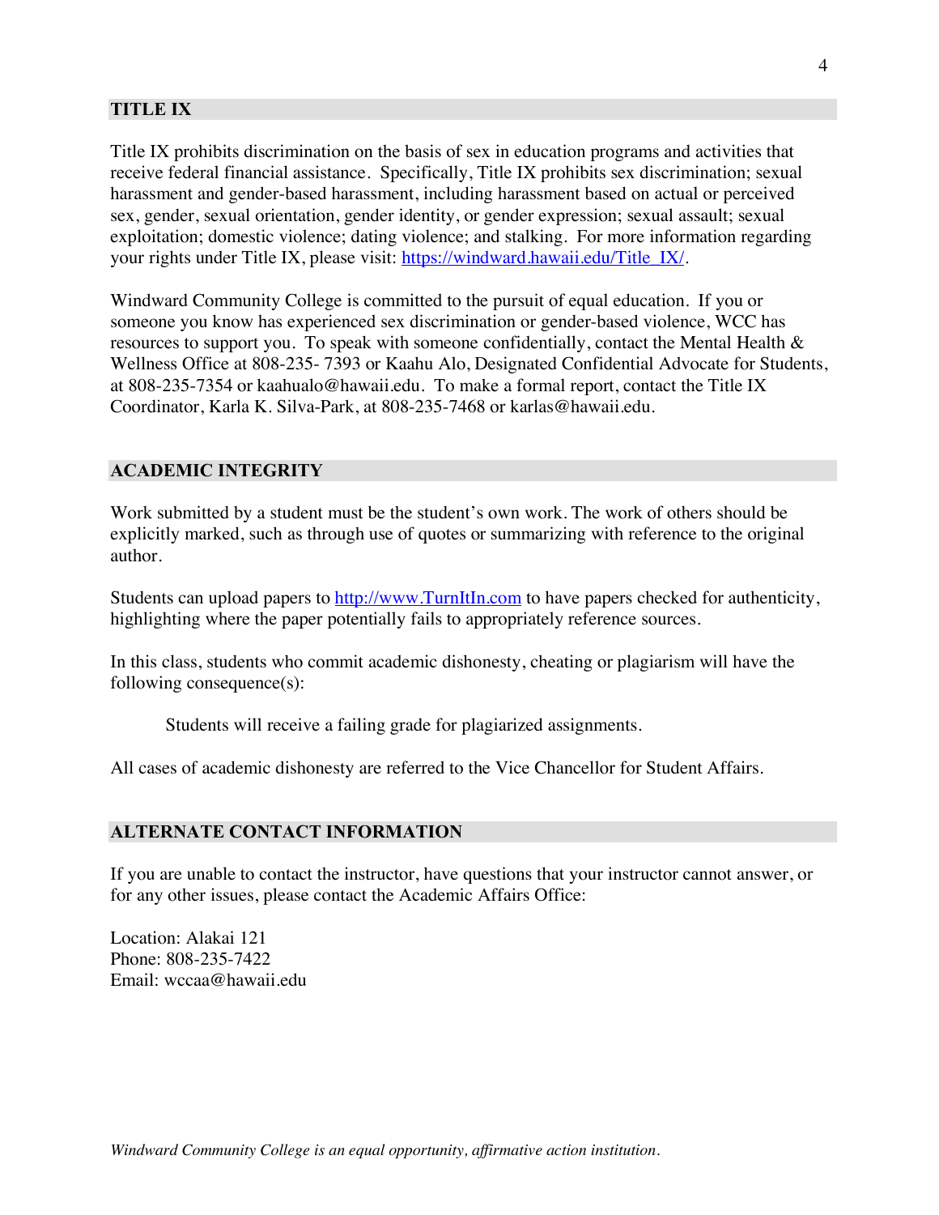## TITLE IX

Title IX prohibits discrimination on the basis of sex in education programs and activities that receive federal financial assistance. Specifically, Title IX prohibits sex discrimination; sexual harassment and gender-based harassment, including harassment based on actual or perceived sex, gender, sexual orientation, gender identity, or gender expression; sexual assault; sexual exploitation; domestic violence; dating violence; and stalking. For more information regarding your rights under Title IX, please visit: [https://windward.hawaii.edu/Title_IX/](https://windward.hawaii.edu/Title_IX/).

Windward Community College is committed to the pursuit of equal education. If you or someone you know has experienced sex discrimination or gender-based violence, WCC has resources to support you. To speak with someone confidentially, contact the Mental Health & Wellness Office at 808-235- 7393 or Kaahu Alo, Designated Confidential Advocate for Students, at 808-235-7354 or kaahualo@hawaii.edu. To make a formal report, contact the Title IX Coordinator, Karla K. Silva-Park, at 808-235-7468 or karlas@hawaii.edu.

## ACADEMIC INTEGRITY

Work submitted by a student must be the student's own work. The work of others should be explicitly marked, such as through use of quotes or summarizing with reference to the original author.

Students can upload papers to [http://www.TurnItIn.com](http://www.TurnItIn.com) to have papers checked for authenticity, highlighting where the paper potentially fails to appropriately reference sources.

In this class, students who commit academic dishonesty, cheating or plagiarism will have the following consequence(s):

> Students will receive a failing grade for plagiarized assignments.

All cases of academic dishonesty are referred to the Vice Chancellor for Student Affairs.

## ALTERNATE CONTACT INFORMATION

If you are unable to contact the instructor, have questions that your instructor cannot answer, or for any other issues, please contact the Academic Affairs Office:

Location: Alakai 121
Phone: 808-235-7422
Email: wccaa@hawaii.edu

*Windward Community College is an equal opportunity, affirmative action institution.*